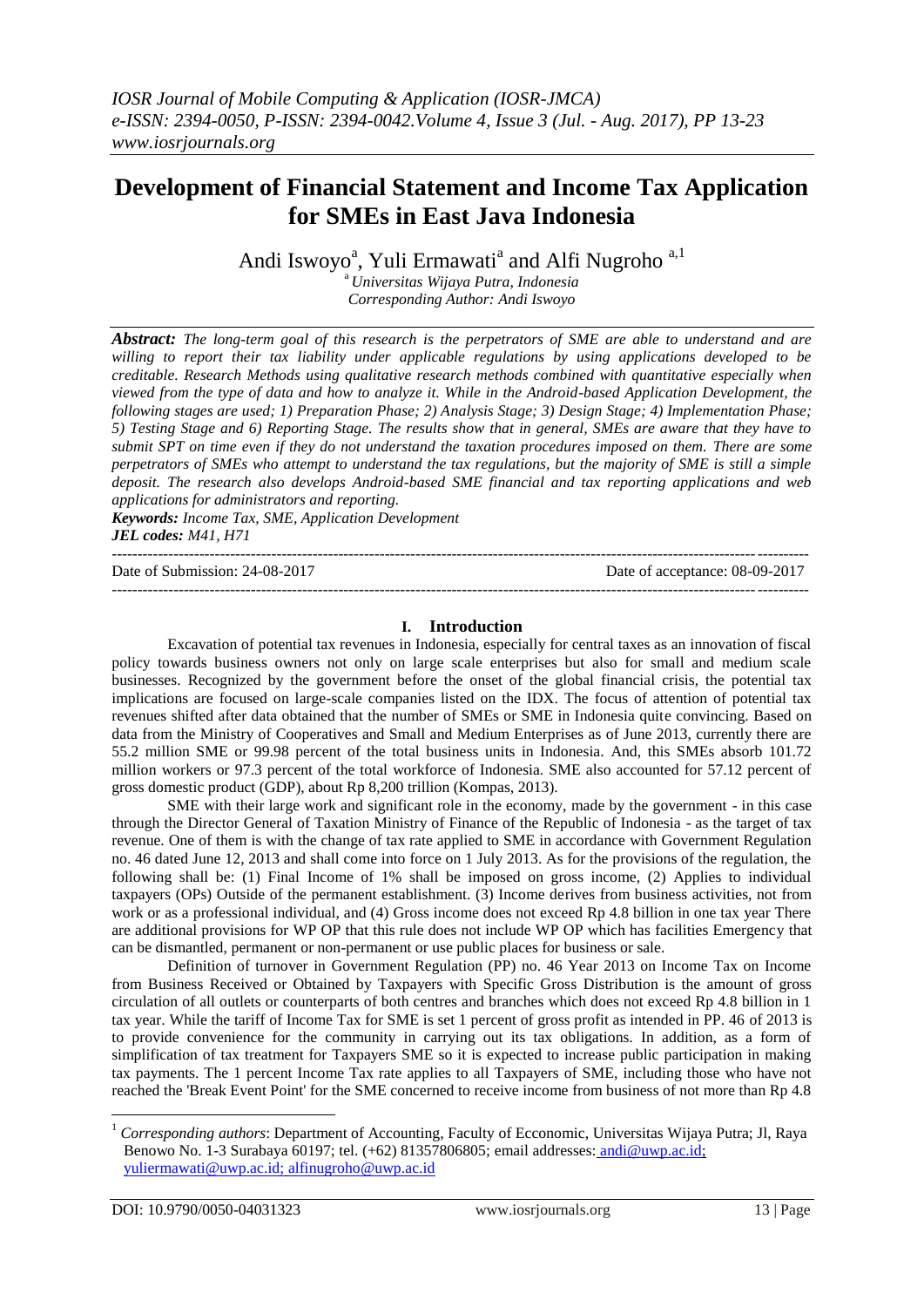# Development of Financial Statement and Income Tax Application for SMEs in East Java Indonesia

Andi Iswoyo[a], Yuli Ermawati[a] and Alfi Nugroho [a,1]

[a] *Universitas Wijaya Putra, Indonesia*
*Corresponding Author: Andi Iswoyo*

***Abstract:*** *The long-term goal of this research is the perpetrators of SME are able to understand and are willing to report their tax liability under applicable regulations by using applications developed to be creditable. Research Methods using qualitative research methods combined with quantitative especially when viewed from the type of data and how to analyze it. While in the Android-based Application Development, the following stages are used; 1) Preparation Phase; 2) Analysis Stage; 3) Design Stage; 4) Implementation Phase; 5) Testing Stage and 6) Reporting Stage. The results show that in general, SMEs are aware that they have to submit SPT on time even if they do not understand the taxation procedures imposed on them. There are some perpetrators of SMEs who attempt to understand the tax regulations, but the majority of SME is still a simple deposit. The research also develops Android-based SME financial and tax reporting applications and web applications for administrators and reporting.*

***Keywords:*** *Income Tax, SME, Application Development*
***JEL codes:*** *M41, H71*

---

Date of Submission: 24-08-2017 Date of acceptance: 08-09-2017

---

## I. Introduction

Excavation of potential tax revenues in Indonesia, especially for central taxes as an innovation of fiscal policy towards business owners not only on large scale enterprises but also for small and medium scale businesses. Recognized by the government before the onset of the global financial crisis, the potential tax implications are focused on large-scale companies listed on the IDX. The focus of attention of potential tax revenues shifted after data obtained that the number of SMEs or SME in Indonesia quite convincing. Based on data from the Ministry of Cooperatives and Small and Medium Enterprises as of June 2013, currently there are 55.2 million SME or 99.98 percent of the total business units in Indonesia. And, this SMEs absorb 101.72 million workers or 97.3 percent of the total workforce of Indonesia. SME also accounted for 57.12 percent of gross domestic product (GDP), about Rp 8,200 trillion (Kompas, 2013).

SME with their large work and significant role in the economy, made by the government - in this case through the Director General of Taxation Ministry of Finance of the Republic of Indonesia - as the target of tax revenue. One of them is with the change of tax rate applied to SME in accordance with Government Regulation no. 46 dated June 12, 2013 and shall come into force on 1 July 2013. As for the provisions of the regulation, the following shall be: (1) Final Income of 1% shall be imposed on gross income, (2) Applies to individual taxpayers (OPs) Outside of the permanent establishment. (3) Income derives from business activities, not from work or as a professional individual, and (4) Gross income does not exceed Rp 4.8 billion in one tax year There are additional provisions for WP OP that this rule does not include WP OP which has facilities Emergency that can be dismantled, permanent or non-permanent or use public places for business or sale.

Definition of turnover in Government Regulation (PP) no. 46 Year 2013 on Income Tax on Income from Business Received or Obtained by Taxpayers with Specific Gross Distribution is the amount of gross circulation of all outlets or counterparts of both centres and branches which does not exceed Rp 4.8 billion in 1 tax year. While the tariff of Income Tax for SME is set 1 percent of gross profit as intended in PP. 46 of 2013 is to provide convenience for the community in carrying out its tax obligations. In addition, as a form of simplification of tax treatment for Taxpayers SME so it is expected to increase public participation in making tax payments. The 1 percent Income Tax rate applies to all Taxpayers of SME, including those who have not reached the 'Break Event Point' for the SME concerned to receive income from business of not more than Rp 4.8

---

[1] *Corresponding authors*: Department of Accounting, Faculty of Ecconomic, Universitas Wijaya Putra; Jl, Raya Benowo No. 1-3 Surabaya 60197; tel. (+62) 81357806805; email addresses: andi@uwp.ac.id; yuliermawati@uwp.ac.id; alfinugroho@uwp.ac.id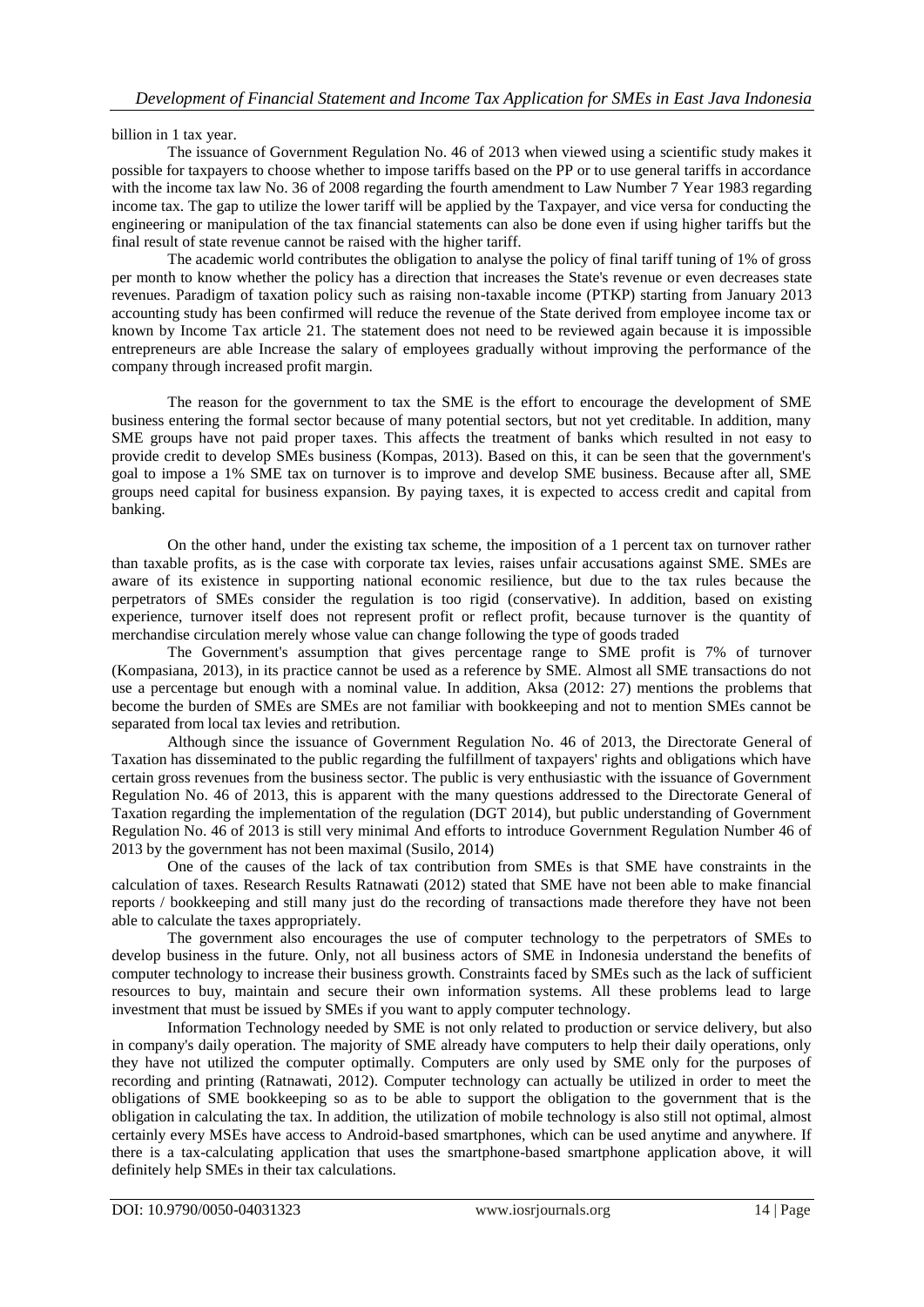billion in 1 tax year.

The issuance of Government Regulation No. 46 of 2013 when viewed using a scientific study makes it possible for taxpayers to choose whether to impose tariffs based on the PP or to use general tariffs in accordance with the income tax law No. 36 of 2008 regarding the fourth amendment to Law Number 7 Year 1983 regarding income tax. The gap to utilize the lower tariff will be applied by the Taxpayer, and vice versa for conducting the engineering or manipulation of the tax financial statements can also be done even if using higher tariffs but the final result of state revenue cannot be raised with the higher tariff.

The academic world contributes the obligation to analyse the policy of final tariff tuning of 1% of gross per month to know whether the policy has a direction that increases the State's revenue or even decreases state revenues. Paradigm of taxation policy such as raising non-taxable income (PTKP) starting from January 2013 accounting study has been confirmed will reduce the revenue of the State derived from employee income tax or known by Income Tax article 21. The statement does not need to be reviewed again because it is impossible entrepreneurs are able Increase the salary of employees gradually without improving the performance of the company through increased profit margin.

The reason for the government to tax the SME is the effort to encourage the development of SME business entering the formal sector because of many potential sectors, but not yet creditable. In addition, many SME groups have not paid proper taxes. This affects the treatment of banks which resulted in not easy to provide credit to develop SMEs business (Kompas, 2013). Based on this, it can be seen that the government's goal to impose a 1% SME tax on turnover is to improve and develop SME business. Because after all, SME groups need capital for business expansion. By paying taxes, it is expected to access credit and capital from banking.

On the other hand, under the existing tax scheme, the imposition of a 1 percent tax on turnover rather than taxable profits, as is the case with corporate tax levies, raises unfair accusations against SME. SMEs are aware of its existence in supporting national economic resilience, but due to the tax rules because the perpetrators of SMEs consider the regulation is too rigid (conservative). In addition, based on existing experience, turnover itself does not represent profit or reflect profit, because turnover is the quantity of merchandise circulation merely whose value can change following the type of goods traded

The Government's assumption that gives percentage range to SME profit is 7% of turnover (Kompasiana, 2013), in its practice cannot be used as a reference by SME. Almost all SME transactions do not use a percentage but enough with a nominal value. In addition, Aksa (2012: 27) mentions the problems that become the burden of SMEs are SMEs are not familiar with bookkeeping and not to mention SMEs cannot be separated from local tax levies and retribution.

Although since the issuance of Government Regulation No. 46 of 2013, the Directorate General of Taxation has disseminated to the public regarding the fulfillment of taxpayers' rights and obligations which have certain gross revenues from the business sector. The public is very enthusiastic with the issuance of Government Regulation No. 46 of 2013, this is apparent with the many questions addressed to the Directorate General of Taxation regarding the implementation of the regulation (DGT 2014), but public understanding of Government Regulation No. 46 of 2013 is still very minimal And efforts to introduce Government Regulation Number 46 of 2013 by the government has not been maximal (Susilo, 2014)

One of the causes of the lack of tax contribution from SMEs is that SME have constraints in the calculation of taxes. Research Results Ratnawati (2012) stated that SME have not been able to make financial reports / bookkeeping and still many just do the recording of transactions made therefore they have not been able to calculate the taxes appropriately.

The government also encourages the use of computer technology to the perpetrators of SMEs to develop business in the future. Only, not all business actors of SME in Indonesia understand the benefits of computer technology to increase their business growth. Constraints faced by SMEs such as the lack of sufficient resources to buy, maintain and secure their own information systems. All these problems lead to large investment that must be issued by SMEs if you want to apply computer technology.

Information Technology needed by SME is not only related to production or service delivery, but also in company's daily operation. The majority of SME already have computers to help their daily operations, only they have not utilized the computer optimally. Computers are only used by SME only for the purposes of recording and printing (Ratnawati, 2012). Computer technology can actually be utilized in order to meet the obligations of SME bookkeeping so as to be able to support the obligation to the government that is the obligation in calculating the tax. In addition, the utilization of mobile technology is also still not optimal, almost certainly every MSEs have access to Android-based smartphones, which can be used anytime and anywhere. If there is a tax-calculating application that uses the smartphone-based smartphone application above, it will definitely help SMEs in their tax calculations.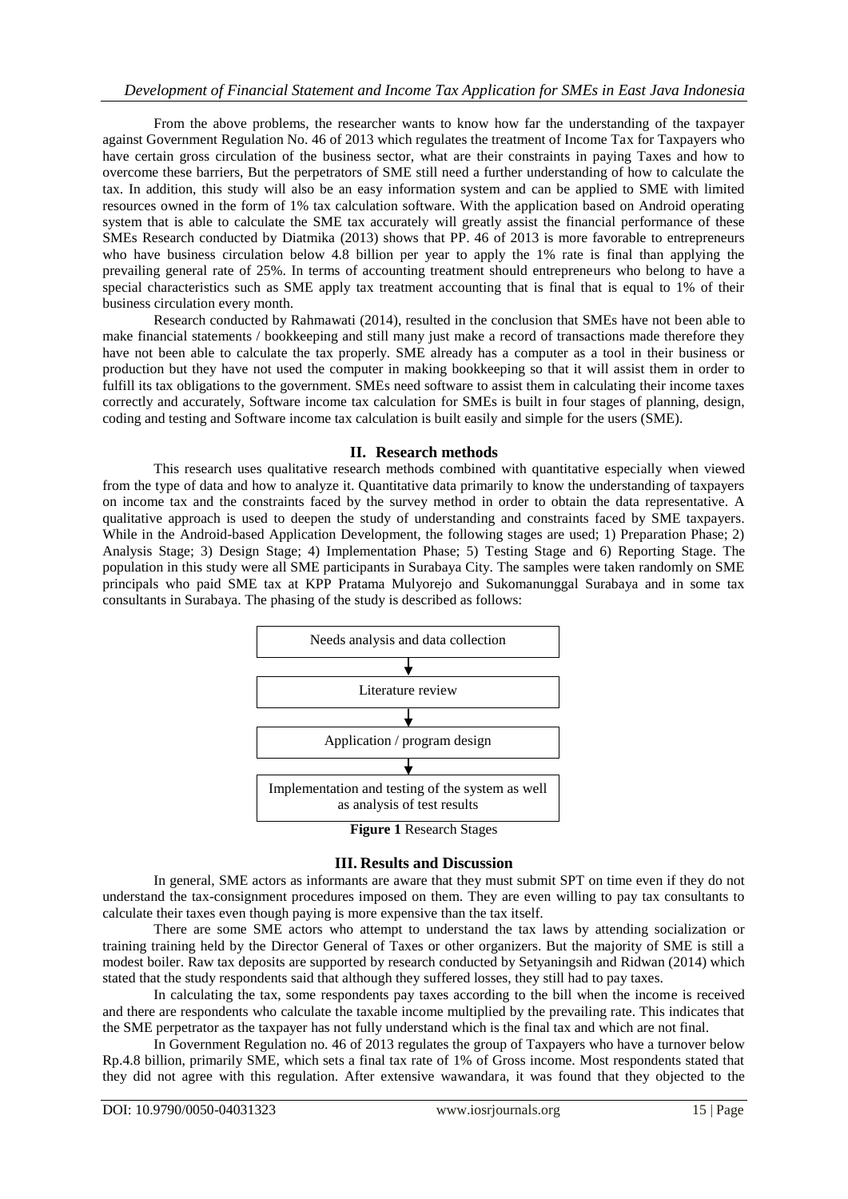From the above problems, the researcher wants to know how far the understanding of the taxpayer against Government Regulation No. 46 of 2013 which regulates the treatment of Income Tax for Taxpayers who have certain gross circulation of the business sector, what are their constraints in paying Taxes and how to overcome these barriers, But the perpetrators of SME still need a further understanding of how to calculate the tax. In addition, this study will also be an easy information system and can be applied to SME with limited resources owned in the form of 1% tax calculation software. With the application based on Android operating system that is able to calculate the SME tax accurately will greatly assist the financial performance of these SMEs Research conducted by Diatmika (2013) shows that PP. 46 of 2013 is more favorable to entrepreneurs who have business circulation below 4.8 billion per year to apply the 1% rate is final than applying the prevailing general rate of 25%. In terms of accounting treatment should entrepreneurs who belong to have a special characteristics such as SME apply tax treatment accounting that is final that is equal to 1% of their business circulation every month.

Research conducted by Rahmawati (2014), resulted in the conclusion that SMEs have not been able to make financial statements / bookkeeping and still many just make a record of transactions made therefore they have not been able to calculate the tax properly. SME already has a computer as a tool in their business or production but they have not used the computer in making bookkeeping so that it will assist them in order to fulfill its tax obligations to the government. SMEs need software to assist them in calculating their income taxes correctly and accurately, Software income tax calculation for SMEs is built in four stages of planning, design, coding and testing and Software income tax calculation is built easily and simple for the users (SME).

## II. Research methods

This research uses qualitative research methods combined with quantitative especially when viewed from the type of data and how to analyze it. Quantitative data primarily to know the understanding of taxpayers on income tax and the constraints faced by the survey method in order to obtain the data representative. A qualitative approach is used to deepen the study of understanding and constraints faced by SME taxpayers. While in the Android-based Application Development, the following stages are used; 1) Preparation Phase; 2) Analysis Stage; 3) Design Stage; 4) Implementation Phase; 5) Testing Stage and 6) Reporting Stage. The population in this study were all SME participants in Surabaya City. The samples were taken randomly on SME principals who paid SME tax at KPP Pratama Mulyorejo and Sukomanunggal Surabaya and in some tax consultants in Surabaya. The phasing of the study is described as follows:

Needs analysis and data collection

↓

Literature review

↓

Application / program design

↓

Implementation and testing of the system as well as analysis of test results

**Figure 1** Research Stages

## III. Results and Discussion

In general, SME actors as informants are aware that they must submit SPT on time even if they do not understand the tax-consignment procedures imposed on them. They are even willing to pay tax consultants to calculate their taxes even though paying is more expensive than the tax itself.

There are some SME actors who attempt to understand the tax laws by attending socialization or training training held by the Director General of Taxes or other organizers. But the majority of SME is still a modest boiler. Raw tax deposits are supported by research conducted by Setyaningsih and Ridwan (2014) which stated that the study respondents said that although they suffered losses, they still had to pay taxes.

In calculating the tax, some respondents pay taxes according to the bill when the income is received and there are respondents who calculate the taxable income multiplied by the prevailing rate. This indicates that the SME perpetrator as the taxpayer has not fully understand which is the final tax and which are not final.

In Government Regulation no. 46 of 2013 regulates the group of Taxpayers who have a turnover below Rp.4.8 billion, primarily SME, which sets a final tax rate of 1% of Gross income. Most respondents stated that they did not agree with this regulation. After extensive wawandara, it was found that they objected to the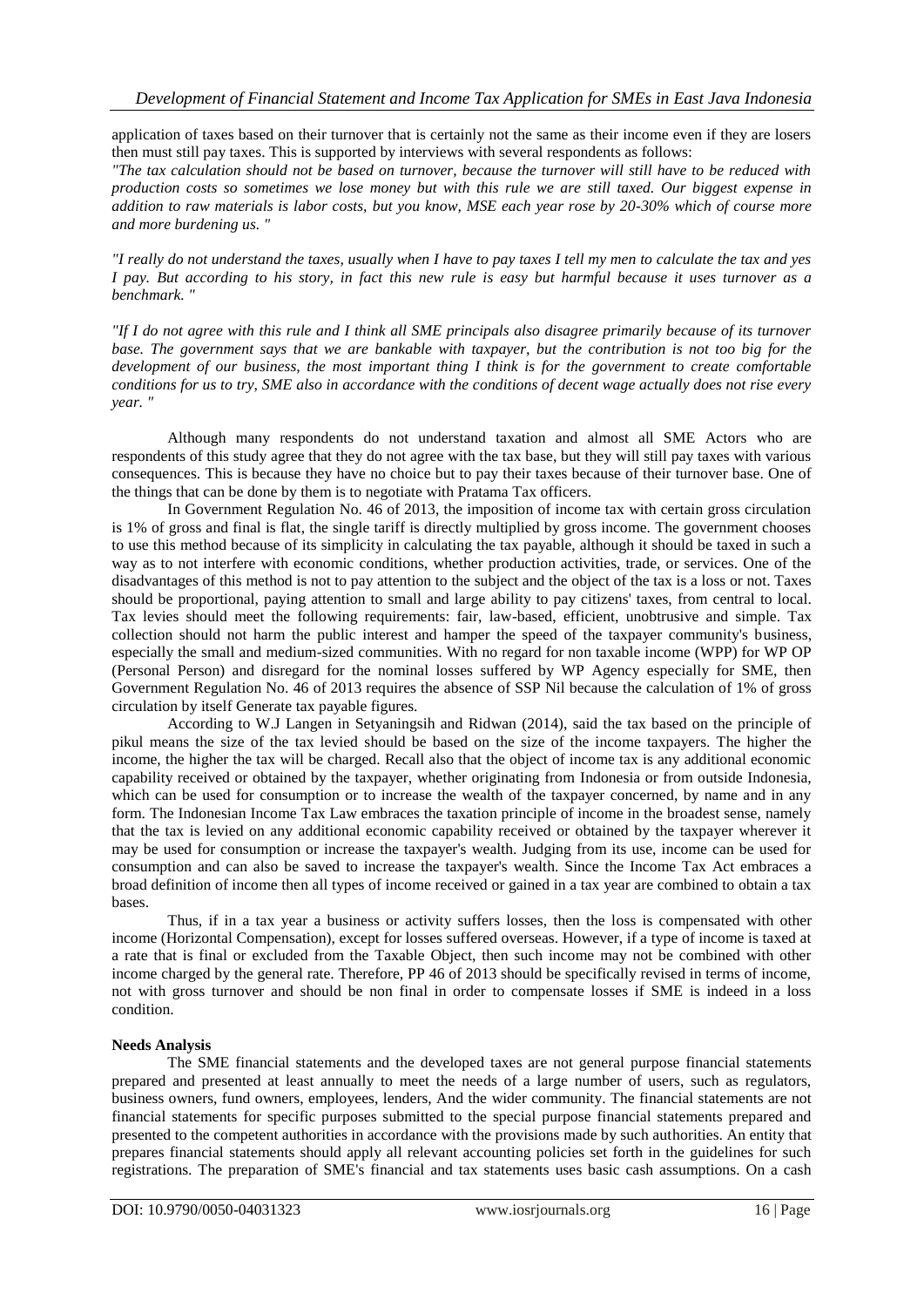application of taxes based on their turnover that is certainly not the same as their income even if they are losers then must still pay taxes. This is supported by interviews with several respondents as follows:

*"The tax calculation should not be based on turnover, because the turnover will still have to be reduced with production costs so sometimes we lose money but with this rule we are still taxed. Our biggest expense in addition to raw materials is labor costs, but you know, MSE each year rose by 20-30% which of course more and more burdening us. "*

*"I really do not understand the taxes, usually when I have to pay taxes I tell my men to calculate the tax and yes I pay. But according to his story, in fact this new rule is easy but harmful because it uses turnover as a benchmark. "*

*"If I do not agree with this rule and I think all SME principals also disagree primarily because of its turnover base. The government says that we are bankable with taxpayer, but the contribution is not too big for the development of our business, the most important thing I think is for the government to create comfortable conditions for us to try, SME also in accordance with the conditions of decent wage actually does not rise every year. "*

Although many respondents do not understand taxation and almost all SME Actors who are respondents of this study agree that they do not agree with the tax base, but they will still pay taxes with various consequences. This is because they have no choice but to pay their taxes because of their turnover base. One of the things that can be done by them is to negotiate with Pratama Tax officers.

In Government Regulation No. 46 of 2013, the imposition of income tax with certain gross circulation is 1% of gross and final is flat, the single tariff is directly multiplied by gross income. The government chooses to use this method because of its simplicity in calculating the tax payable, although it should be taxed in such a way as to not interfere with economic conditions, whether production activities, trade, or services. One of the disadvantages of this method is not to pay attention to the subject and the object of the tax is a loss or not. Taxes should be proportional, paying attention to small and large ability to pay citizens' taxes, from central to local. Tax levies should meet the following requirements: fair, law-based, efficient, unobtrusive and simple. Tax collection should not harm the public interest and hamper the speed of the taxpayer community's business, especially the small and medium-sized communities. With no regard for non taxable income (WPP) for WP OP (Personal Person) and disregard for the nominal losses suffered by WP Agency especially for SME, then Government Regulation No. 46 of 2013 requires the absence of SSP Nil because the calculation of 1% of gross circulation by itself Generate tax payable figures.

According to W.J Langen in Setyaningsih and Ridwan (2014), said the tax based on the principle of pikul means the size of the tax levied should be based on the size of the income taxpayers. The higher the income, the higher the tax will be charged. Recall also that the object of income tax is any additional economic capability received or obtained by the taxpayer, whether originating from Indonesia or from outside Indonesia, which can be used for consumption or to increase the wealth of the taxpayer concerned, by name and in any form. The Indonesian Income Tax Law embraces the taxation principle of income in the broadest sense, namely that the tax is levied on any additional economic capability received or obtained by the taxpayer wherever it may be used for consumption or increase the taxpayer's wealth. Judging from its use, income can be used for consumption and can also be saved to increase the taxpayer's wealth. Since the Income Tax Act embraces a broad definition of income then all types of income received or gained in a tax year are combined to obtain a tax bases.

Thus, if in a tax year a business or activity suffers losses, then the loss is compensated with other income (Horizontal Compensation), except for losses suffered overseas. However, if a type of income is taxed at a rate that is final or excluded from the Taxable Object, then such income may not be combined with other income charged by the general rate. Therefore, PP 46 of 2013 should be specifically revised in terms of income, not with gross turnover and should be non final in order to compensate losses if SME is indeed in a loss condition.

**Needs Analysis**

The SME financial statements and the developed taxes are not general purpose financial statements prepared and presented at least annually to meet the needs of a large number of users, such as regulators, business owners, fund owners, employees, lenders, And the wider community. The financial statements are not financial statements for specific purposes submitted to the special purpose financial statements prepared and presented to the competent authorities in accordance with the provisions made by such authorities. An entity that prepares financial statements should apply all relevant accounting policies set forth in the guidelines for such registrations. The preparation of SME's financial and tax statements uses basic cash assumptions. On a cash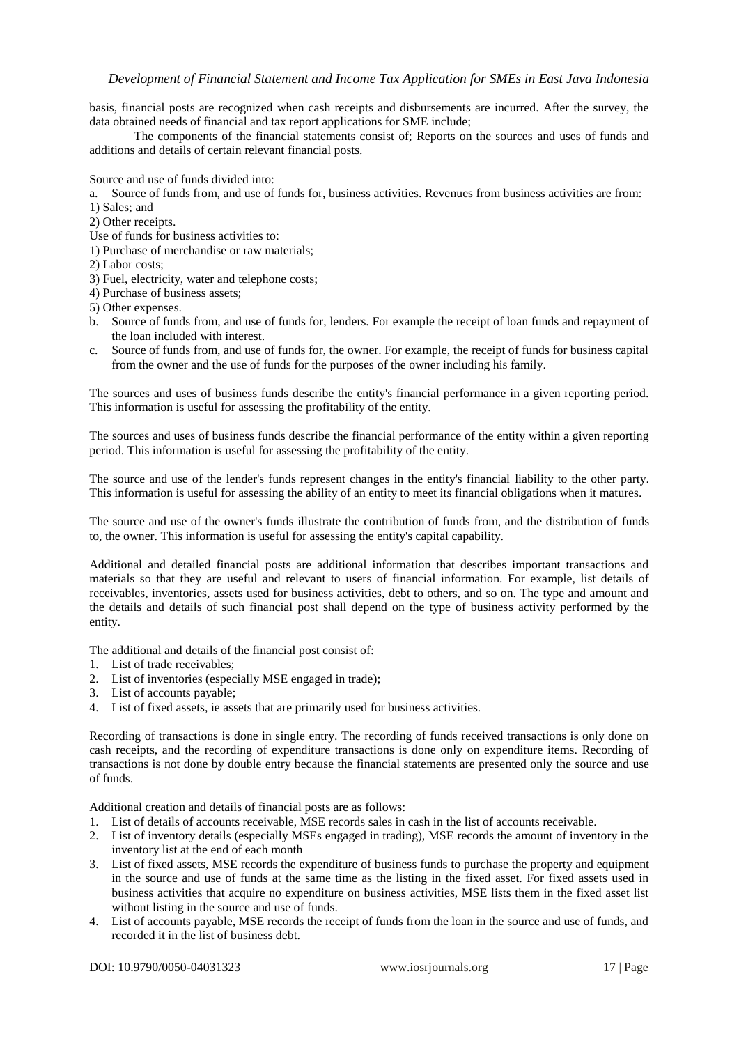basis, financial posts are recognized when cash receipts and disbursements are incurred. After the survey, the data obtained needs of financial and tax report applications for SME include;

The components of the financial statements consist of; Reports on the sources and uses of funds and additions and details of certain relevant financial posts.

Source and use of funds divided into:

a. Source of funds from, and use of funds for, business activities. Revenues from business activities are from:

1) Sales; and
2) Other receipts.

Use of funds for business activities to:

1) Purchase of merchandise or raw materials;
2) Labor costs;
3) Fuel, electricity, water and telephone costs;
4) Purchase of business assets;
5) Other expenses.

b. Source of funds from, and use of funds for, lenders. For example the receipt of loan funds and repayment of the loan included with interest.

c. Source of funds from, and use of funds for, the owner. For example, the receipt of funds for business capital from the owner and the use of funds for the purposes of the owner including his family.

The sources and uses of business funds describe the entity's financial performance in a given reporting period. This information is useful for assessing the profitability of the entity.

The sources and uses of business funds describe the financial performance of the entity within a given reporting period. This information is useful for assessing the profitability of the entity.

The source and use of the lender's funds represent changes in the entity's financial liability to the other party. This information is useful for assessing the ability of an entity to meet its financial obligations when it matures.

The source and use of the owner's funds illustrate the contribution of funds from, and the distribution of funds to, the owner. This information is useful for assessing the entity's capital capability.

Additional and detailed financial posts are additional information that describes important transactions and materials so that they are useful and relevant to users of financial information. For example, list details of receivables, inventories, assets used for business activities, debt to others, and so on. The type and amount and the details and details of such financial post shall depend on the type of business activity performed by the entity.

The additional and details of the financial post consist of:

1. List of trade receivables;
2. List of inventories (especially MSE engaged in trade);
3. List of accounts payable;
4. List of fixed assets, ie assets that are primarily used for business activities.

Recording of transactions is done in single entry. The recording of funds received transactions is only done on cash receipts, and the recording of expenditure transactions is done only on expenditure items. Recording of transactions is not done by double entry because the financial statements are presented only the source and use of funds.

Additional creation and details of financial posts are as follows:

1. List of details of accounts receivable, MSE records sales in cash in the list of accounts receivable.
2. List of inventory details (especially MSEs engaged in trading), MSE records the amount of inventory in the inventory list at the end of each month
3. List of fixed assets, MSE records the expenditure of business funds to purchase the property and equipment in the source and use of funds at the same time as the listing in the fixed asset. For fixed assets used in business activities that acquire no expenditure on business activities, MSE lists them in the fixed asset list without listing in the source and use of funds.
4. List of accounts payable, MSE records the receipt of funds from the loan in the source and use of funds, and recorded it in the list of business debt.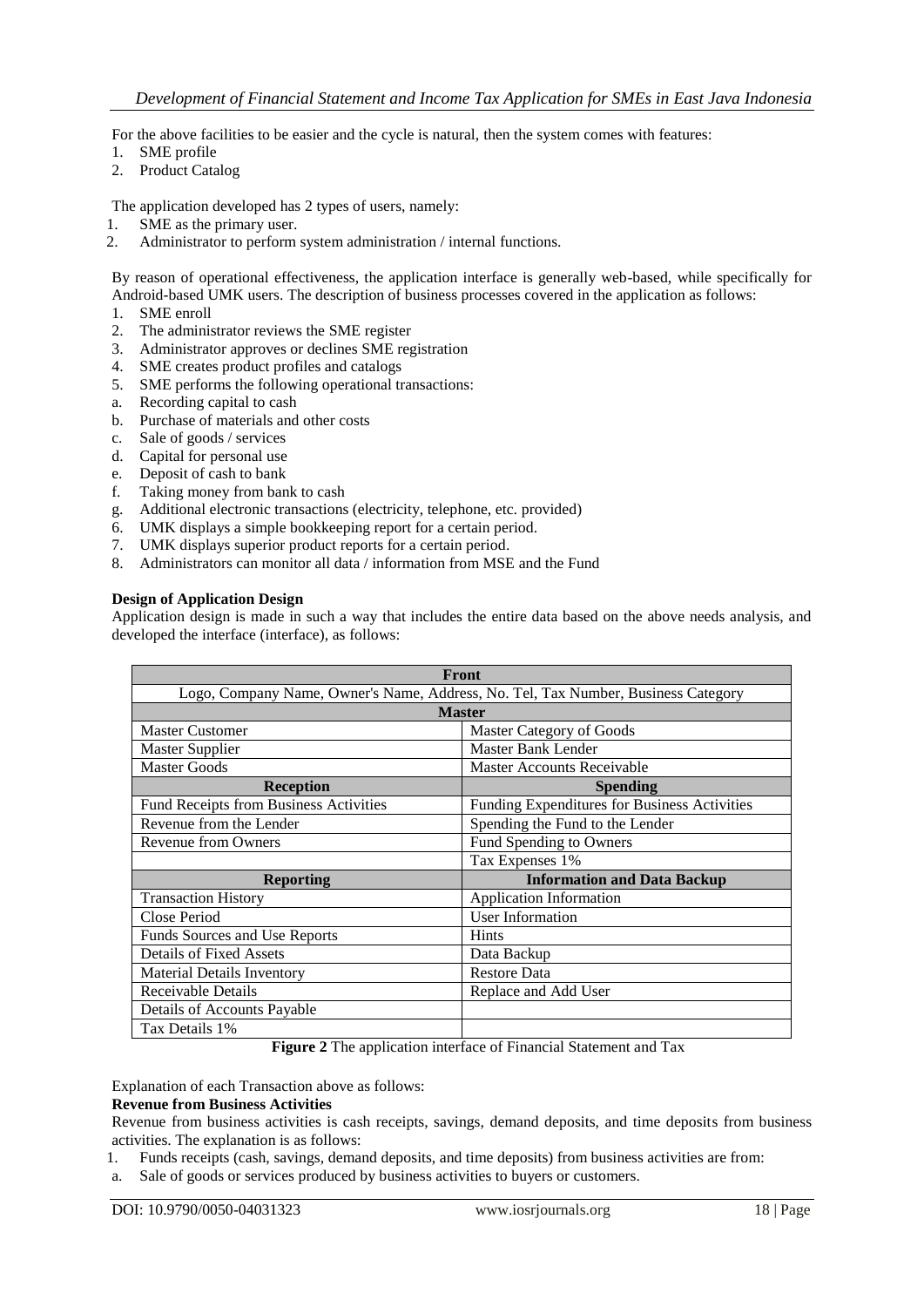For the above facilities to be easier and the cycle is natural, then the system comes with features:

1. SME profile
2. Product Catalog

The application developed has 2 types of users, namely:

1. SME as the primary user.
2. Administrator to perform system administration / internal functions.

By reason of operational effectiveness, the application interface is generally web-based, while specifically for Android-based UMK users. The description of business processes covered in the application as follows:

1. SME enroll
2. The administrator reviews the SME register
3. Administrator approves or declines SME registration
4. SME creates product profiles and catalogs
5. SME performs the following operational transactions:
   a. Recording capital to cash
   b. Purchase of materials and other costs
   c. Sale of goods / services
   d. Capital for personal use
   e. Deposit of cash to bank
   f. Taking money from bank to cash
   g. Additional electronic transactions (electricity, telephone, etc. provided)
6. UMK displays a simple bookkeeping report for a certain period.
7. UMK displays superior product reports for a certain period.
8. Administrators can monitor all data / information from MSE and the Fund

**Design of Application Design**

Application design is made in such a way that includes the entire data based on the above needs analysis, and developed the interface (interface), as follows:

| **Front** | |
|---|---|
| Logo, Company Name, Owner's Name, Address, No. Tel, Tax Number, Business Category | |
| **Master** | |
| Master Customer | Master Category of Goods |
| Master Supplier | Master Bank Lender |
| Master Goods | Master Accounts Receivable |
| **Reception** | **Spending** |
| Fund Receipts from Business Activities | Funding Expenditures for Business Activities |
| Revenue from the Lender | Spending the Fund to the Lender |
| Revenue from Owners | Fund Spending to Owners |
| | Tax Expenses 1% |
| **Reporting** | **Information and Data Backup** |
| Transaction History | Application Information |
| Close Period | User Information |
| Funds Sources and Use Reports | Hints |
| Details of Fixed Assets | Data Backup |
| Material Details Inventory | Restore Data |
| Receivable Details | Replace and Add User |
| Details of Accounts Payable | |
| Tax Details 1% | |

**Figure 2** The application interface of Financial Statement and Tax

Explanation of each Transaction above as follows:

**Revenue from Business Activities**

Revenue from business activities is cash receipts, savings, demand deposits, and time deposits from business activities. The explanation is as follows:

1. Funds receipts (cash, savings, demand deposits, and time deposits) from business activities are from:
   a. Sale of goods or services produced by business activities to buyers or customers.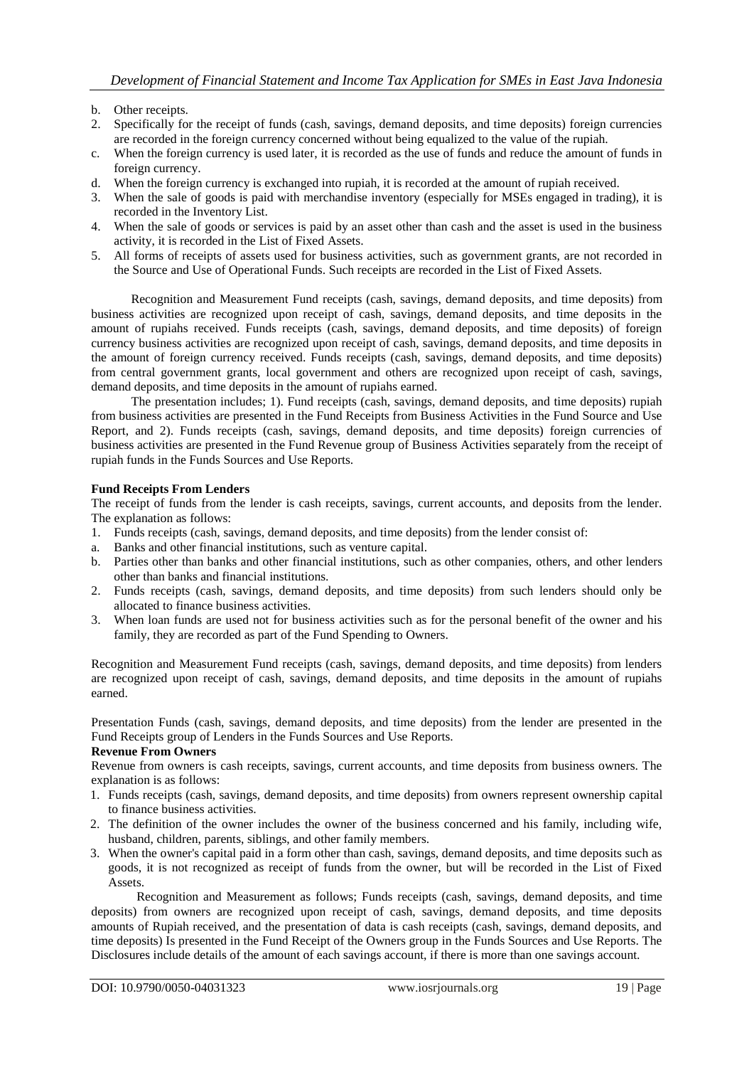b. Other receipts.
2. Specifically for the receipt of funds (cash, savings, demand deposits, and time deposits) foreign currencies are recorded in the foreign currency concerned without being equalized to the value of the rupiah.
c. When the foreign currency is used later, it is recorded as the use of funds and reduce the amount of funds in foreign currency.
d. When the foreign currency is exchanged into rupiah, it is recorded at the amount of rupiah received.
3. When the sale of goods is paid with merchandise inventory (especially for MSEs engaged in trading), it is recorded in the Inventory List.
4. When the sale of goods or services is paid by an asset other than cash and the asset is used in the business activity, it is recorded in the List of Fixed Assets.
5. All forms of receipts of assets used for business activities, such as government grants, are not recorded in the Source and Use of Operational Funds. Such receipts are recorded in the List of Fixed Assets.

Recognition and Measurement Fund receipts (cash, savings, demand deposits, and time deposits) from business activities are recognized upon receipt of cash, savings, demand deposits, and time deposits in the amount of rupiahs received. Funds receipts (cash, savings, demand deposits, and time deposits) of foreign currency business activities are recognized upon receipt of cash, savings, demand deposits, and time deposits in the amount of foreign currency received. Funds receipts (cash, savings, demand deposits, and time deposits) from central government grants, local government and others are recognized upon receipt of cash, savings, demand deposits, and time deposits in the amount of rupiahs earned.

The presentation includes; 1). Fund receipts (cash, savings, demand deposits, and time deposits) rupiah from business activities are presented in the Fund Receipts from Business Activities in the Fund Source and Use Report, and 2). Funds receipts (cash, savings, demand deposits, and time deposits) foreign currencies of business activities are presented in the Fund Revenue group of Business Activities separately from the receipt of rupiah funds in the Funds Sources and Use Reports.

**Fund Receipts From Lenders**

The receipt of funds from the lender is cash receipts, savings, current accounts, and deposits from the lender. The explanation as follows:

1. Funds receipts (cash, savings, demand deposits, and time deposits) from the lender consist of:
a. Banks and other financial institutions, such as venture capital.
b. Parties other than banks and other financial institutions, such as other companies, others, and other lenders other than banks and financial institutions.
2. Funds receipts (cash, savings, demand deposits, and time deposits) from such lenders should only be allocated to finance business activities.
3. When loan funds are used not for business activities such as for the personal benefit of the owner and his family, they are recorded as part of the Fund Spending to Owners.

Recognition and Measurement Fund receipts (cash, savings, demand deposits, and time deposits) from lenders are recognized upon receipt of cash, savings, demand deposits, and time deposits in the amount of rupiahs earned.

Presentation Funds (cash, savings, demand deposits, and time deposits) from the lender are presented in the Fund Receipts group of Lenders in the Funds Sources and Use Reports.

**Revenue From Owners**

Revenue from owners is cash receipts, savings, current accounts, and time deposits from business owners. The explanation is as follows:

1. Funds receipts (cash, savings, demand deposits, and time deposits) from owners represent ownership capital to finance business activities.
2. The definition of the owner includes the owner of the business concerned and his family, including wife, husband, children, parents, siblings, and other family members.
3. When the owner's capital paid in a form other than cash, savings, demand deposits, and time deposits such as goods, it is not recognized as receipt of funds from the owner, but will be recorded in the List of Fixed Assets.

Recognition and Measurement as follows; Funds receipts (cash, savings, demand deposits, and time deposits) from owners are recognized upon receipt of cash, savings, demand deposits, and time deposits amounts of Rupiah received, and the presentation of data is cash receipts (cash, savings, demand deposits, and time deposits) Is presented in the Fund Receipt of the Owners group in the Funds Sources and Use Reports. The Disclosures include details of the amount of each savings account, if there is more than one savings account.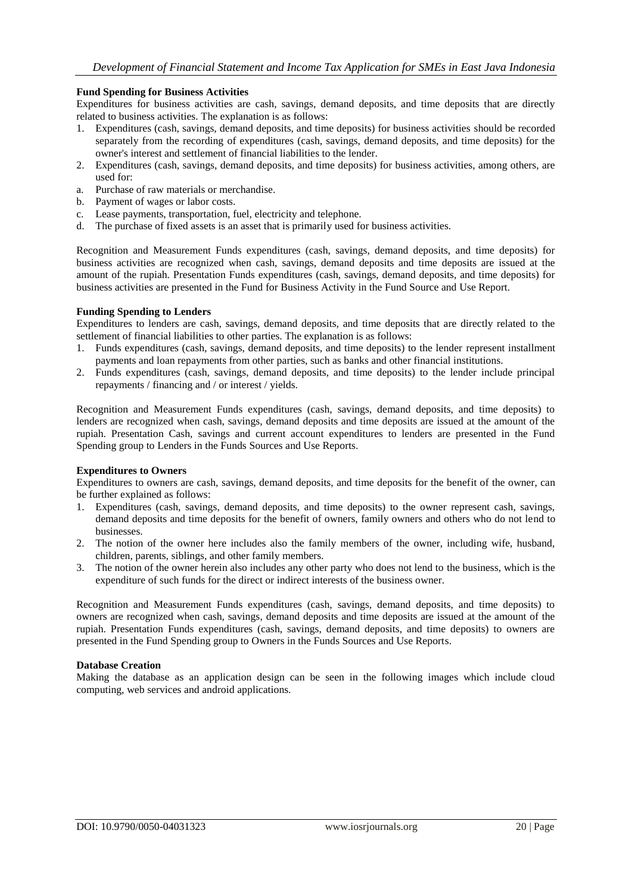**Fund Spending for Business Activities**

Expenditures for business activities are cash, savings, demand deposits, and time deposits that are directly related to business activities. The explanation is as follows:

1. Expenditures (cash, savings, demand deposits, and time deposits) for business activities should be recorded separately from the recording of expenditures (cash, savings, demand deposits, and time deposits) for the owner's interest and settlement of financial liabilities to the lender.
2. Expenditures (cash, savings, demand deposits, and time deposits) for business activities, among others, are used for:

a. Purchase of raw materials or merchandise.
b. Payment of wages or labor costs.
c. Lease payments, transportation, fuel, electricity and telephone.
d. The purchase of fixed assets is an asset that is primarily used for business activities.

Recognition and Measurement Funds expenditures (cash, savings, demand deposits, and time deposits) for business activities are recognized when cash, savings, demand deposits and time deposits are issued at the amount of the rupiah. Presentation Funds expenditures (cash, savings, demand deposits, and time deposits) for business activities are presented in the Fund for Business Activity in the Fund Source and Use Report.

**Funding Spending to Lenders**

Expenditures to lenders are cash, savings, demand deposits, and time deposits that are directly related to the settlement of financial liabilities to other parties. The explanation is as follows:

1. Funds expenditures (cash, savings, demand deposits, and time deposits) to the lender represent installment payments and loan repayments from other parties, such as banks and other financial institutions.
2. Funds expenditures (cash, savings, demand deposits, and time deposits) to the lender include principal repayments / financing and / or interest / yields.

Recognition and Measurement Funds expenditures (cash, savings, demand deposits, and time deposits) to lenders are recognized when cash, savings, demand deposits and time deposits are issued at the amount of the rupiah. Presentation Cash, savings and current account expenditures to lenders are presented in the Fund Spending group to Lenders in the Funds Sources and Use Reports.

**Expenditures to Owners**

Expenditures to owners are cash, savings, demand deposits, and time deposits for the benefit of the owner, can be further explained as follows:

1. Expenditures (cash, savings, demand deposits, and time deposits) to the owner represent cash, savings, demand deposits and time deposits for the benefit of owners, family owners and others who do not lend to businesses.
2. The notion of the owner here includes also the family members of the owner, including wife, husband, children, parents, siblings, and other family members.
3. The notion of the owner herein also includes any other party who does not lend to the business, which is the expenditure of such funds for the direct or indirect interests of the business owner.

Recognition and Measurement Funds expenditures (cash, savings, demand deposits, and time deposits) to owners are recognized when cash, savings, demand deposits and time deposits are issued at the amount of the rupiah. Presentation Funds expenditures (cash, savings, demand deposits, and time deposits) to owners are presented in the Fund Spending group to Owners in the Funds Sources and Use Reports.

**Database Creation**

Making the database as an application design can be seen in the following images which include cloud computing, web services and android applications.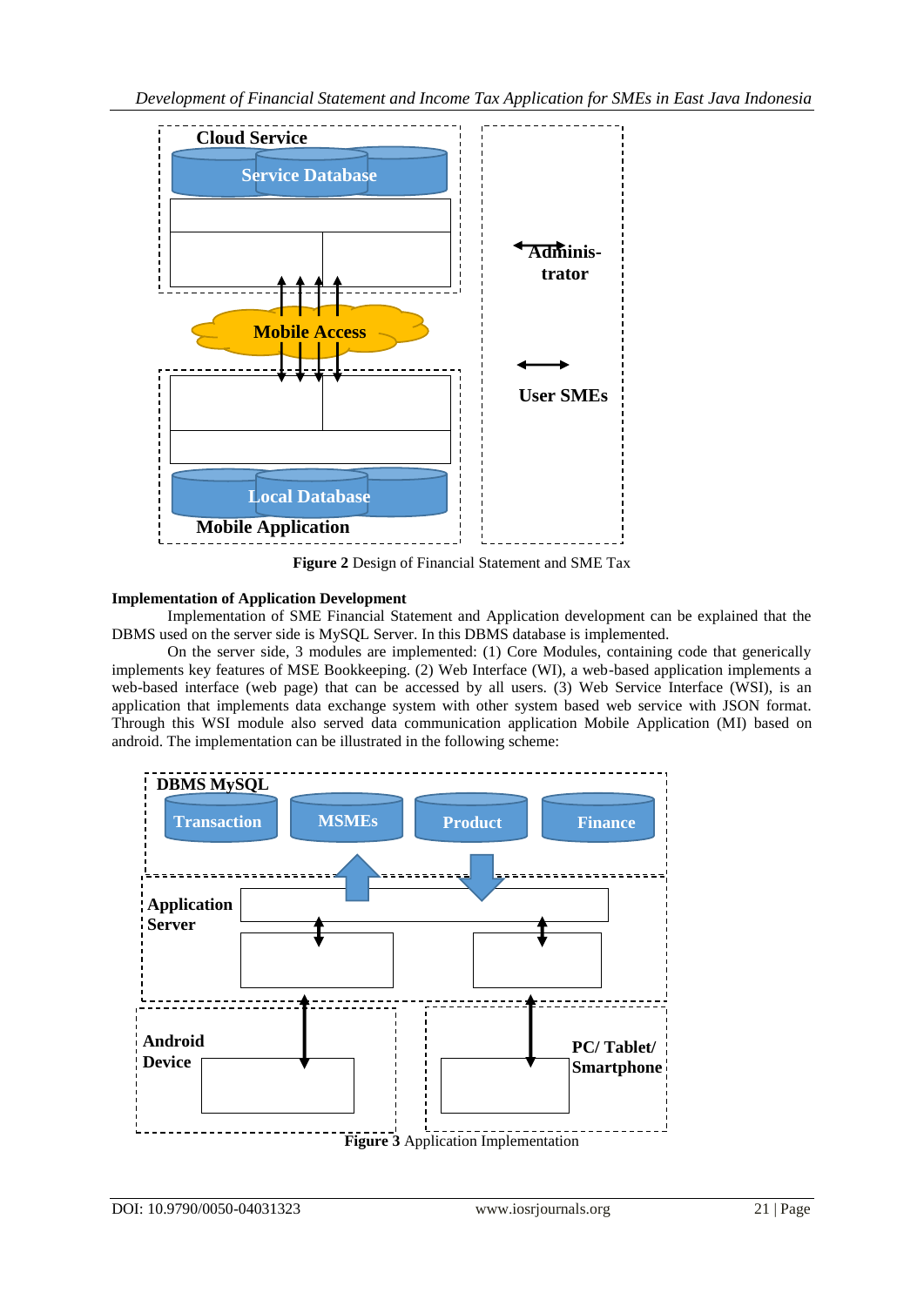Cloud Service

Service Database

Adminis-trator

Mobile Access

User SMEs

Local Database

Mobile Application

**Figure 2** Design of Financial Statement and SME Tax

**Implementation of Application Development**

Implementation of SME Financial Statement and Application development can be explained that the DBMS used on the server side is MySQL Server. In this DBMS database is implemented.

On the server side, 3 modules are implemented: (1) Core Modules, containing code that generically implements key features of MSE Bookkeeping. (2) Web Interface (WI), a web-based application implements a web-based interface (web page) that can be accessed by all users. (3) Web Service Interface (WSI), is an application that implements data exchange system with other system based web service with JSON format. Through this WSI module also served data communication application Mobile Application (MI) based on android. The implementation can be illustrated in the following scheme:

DBMS MySQL

Transaction | MSMEs | Product | Finance

Application Server

Android Device

PC/ Tablet/ Smartphone

**Figure 3** Application Implementation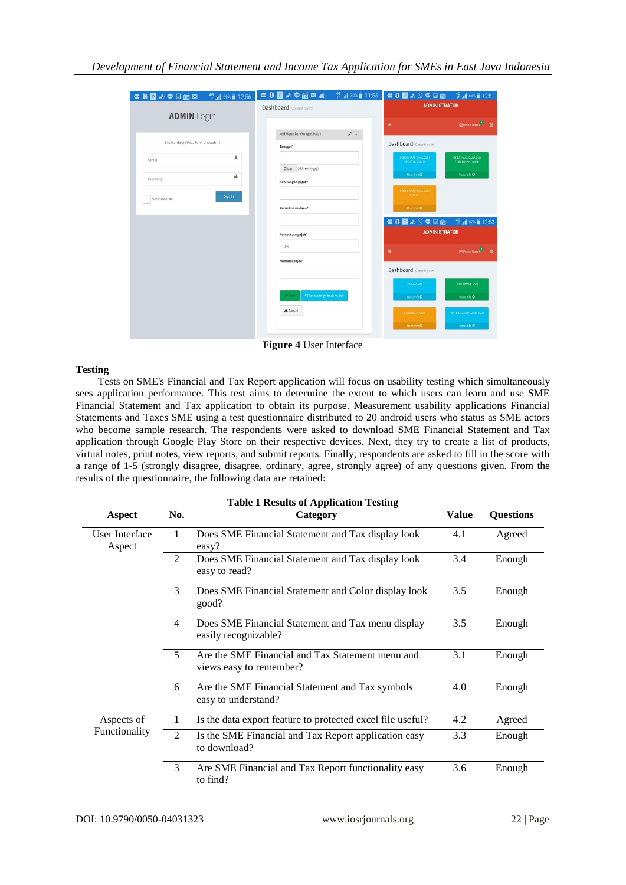**Figure 4** User Interface

## Testing

Tests on SME's Financial and Tax Report application will focus on usability testing which simultaneously sees application performance. This test aims to determine the extent to which users can learn and use SME Financial Statement and Tax application to obtain its purpose. Measurement usability applications Financial Statements and Taxes SME using a test questionnaire distributed to 20 android users who status as SME actors who become sample research. The respondents were asked to download SME Financial Statement and Tax application through Google Play Store on their respective devices. Next, they try to create a list of products, virtual notes, print notes, view reports, and submit reports. Finally, respondents are asked to fill in the score with a range of 1-5 (strongly disagree, disagree, ordinary, agree, strongly agree) of any questions given. From the results of the questionnaire, the following data are retained:

**Table 1 Results of Application Testing**

| Aspect | No. | Category | Value | Questions |
|---|---|---|---|---|
| User Interface Aspect | 1 | Does SME Financial Statement and Tax display look easy? | 4.1 | Agreed |
| | 2 | Does SME Financial Statement and Tax display look easy to read? | 3.4 | Enough |
| | 3 | Does SME Financial Statement and Color display look good? | 3.5 | Enough |
| | 4 | Does SME Financial Statement and Tax menu display easily recognizable? | 3.5 | Enough |
| | 5 | Are the SME Financial and Tax Statement menu and views easy to remember? | 3.1 | Enough |
| | 6 | Are the SME Financial Statement and Tax symbols easy to understand? | 4.0 | Enough |
| Aspects of Functionality | 1 | Is the data export feature to protected excel file useful? | 4.2 | Agreed |
| | 2 | Is the SME Financial and Tax Report application easy to download? | 3.3 | Enough |
| | 3 | Are SME Financial and Tax Report functionality easy to find? | 3.6 | Enough |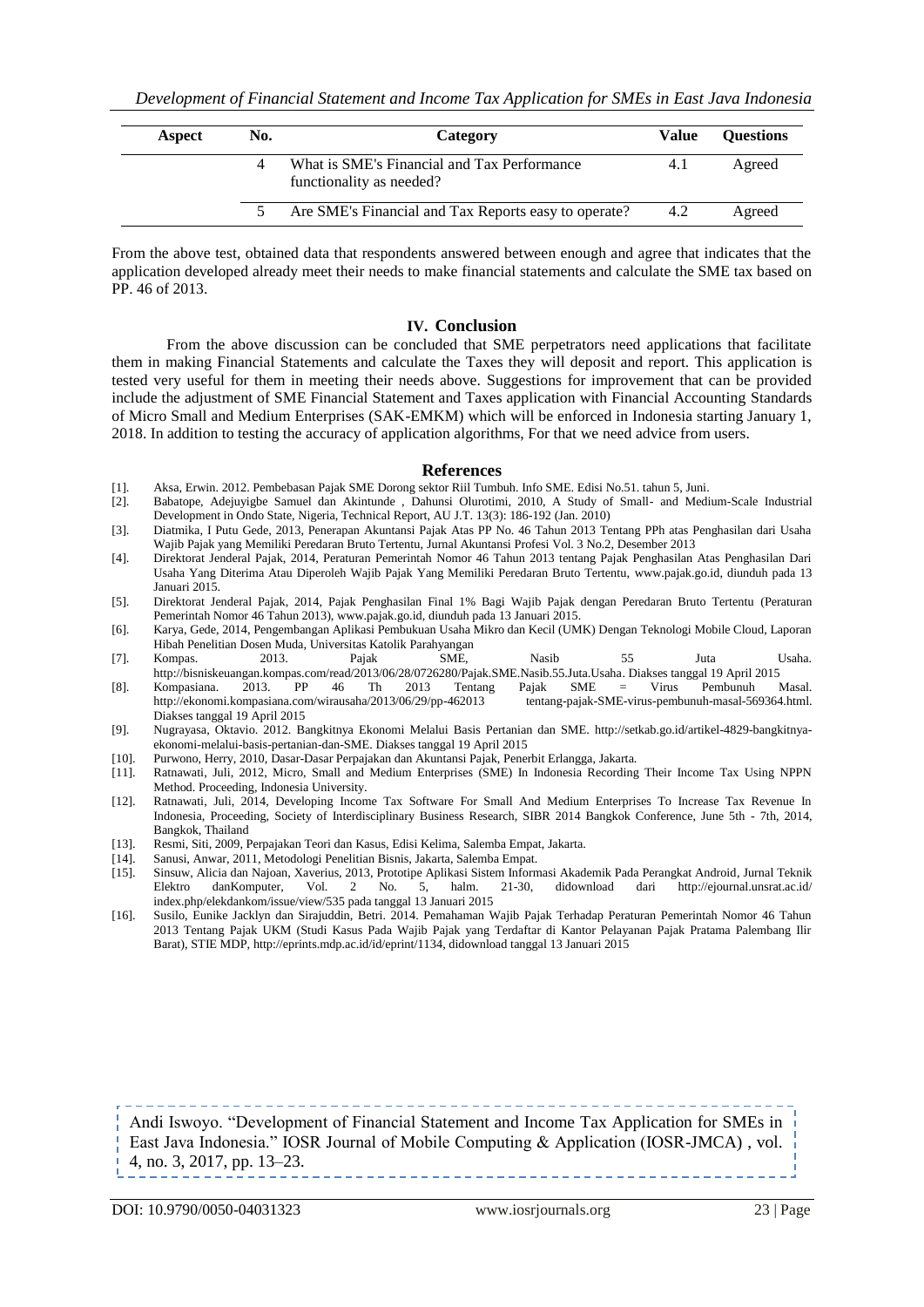| Aspect | No. | Category | Value | Questions |
|---|---|---|---|---|
| | 4 | What is SME's Financial and Tax Performance functionality as needed? | 4.1 | Agreed |
| | 5 | Are SME's Financial and Tax Reports easy to operate? | 4.2 | Agreed |

From the above test, obtained data that respondents answered between enough and agree that indicates that the application developed already meet their needs to make financial statements and calculate the SME tax based on PP. 46 of 2013.

## IV. Conclusion

From the above discussion can be concluded that SME perpetrators need applications that facilitate them in making Financial Statements and calculate the Taxes they will deposit and report. This application is tested very useful for them in meeting their needs above. Suggestions for improvement that can be provided include the adjustment of SME Financial Statement and Taxes application with Financial Accounting Standards of Micro Small and Medium Enterprises (SAK-EMKM) which will be enforced in Indonesia starting January 1, 2018. In addition to testing the accuracy of application algorithms, For that we need advice from users.

## References

[1]. Aksa, Erwin. 2012. Pembebasan Pajak SME Dorong sektor Riil Tumbuh. Info SME. Edisi No.51. tahun 5, Juni.

[2]. Babatope, Adejuyigbe Samuel dan Akintunde , Dahunsi Olurotimi, 2010, A Study of Small- and Medium-Scale Industrial Development in Ondo State, Nigeria, Technical Report, AU J.T. 13(3): 186-192 (Jan. 2010)

[3]. Diatmika, I Putu Gede, 2013, Penerapan Akuntansi Pajak Atas PP No. 46 Tahun 2013 Tentang PPh atas Penghasilan dari Usaha Wajib Pajak yang Memiliki Peredaran Bruto Tertentu, Jurnal Akuntansi Profesi Vol. 3 No.2, Desember 2013

[4]. Direktorat Jenderal Pajak, 2014, Peraturan Pemerintah Nomor 46 Tahun 2013 tentang Pajak Penghasilan Atas Penghasilan Dari Usaha Yang Diterima Atau Diperoleh Wajib Pajak Yang Memiliki Peredaran Bruto Tertentu, www.pajak.go.id, diunduh pada 13 Januari 2015.

[5]. Direktorat Jenderal Pajak, 2014, Pajak Penghasilan Final 1% Bagi Wajib Pajak dengan Peredaran Bruto Tertentu (Peraturan Pemerintah Nomor 46 Tahun 2013), www.pajak.go.id, diunduh pada 13 Januari 2015.

[6]. Karya, Gede, 2014, Pengembangan Aplikasi Pembukuan Usaha Mikro dan Kecil (UMK) Dengan Teknologi Mobile Cloud, Laporan Hibah Penelitian Dosen Muda, Universitas Katolik Parahyangan

[7]. Kompas. 2013. Pajak SME, Nasib 55 Juta Usaha. http://bisniskeuangan.kompas.com/read/2013/06/28/0726280/Pajak.SME.Nasib.55.Juta.Usaha. Diakses tanggal 19 April 2015

[8]. Kompasiana. 2013. PP 46 Th 2013 Tentang Pajak SME = Virus Pembunuh Masal. http://ekonomi.kompasiana.com/wirausaha/2013/06/29/pp-462013 tentang-pajak-SME-virus-pembunuh-masal-569364.html. Diakses tanggal 19 April 2015

[9]. Nugrayasa, Oktavio. 2012. Bangkitnya Ekonomi Melalui Basis Pertanian dan SME. http://setkab.go.id/artikel-4829-bangkitnya-ekonomi-melalui-basis-pertanian-dan-SME. Diakses tanggal 19 April 2015

[10]. Purwono, Herry, 2010, Dasar-Dasar Perpajakan dan Akuntansi Pajak, Penerbit Erlangga, Jakarta.

[11]. Ratnawati, Juli, 2012, Micro, Small and Medium Enterprises (SME) In Indonesia Recording Their Income Tax Using NPPN Method. Proceeding, Indonesia University.

[12]. Ratnawati, Juli, 2014, Developing Income Tax Software For Small And Medium Enterprises To Increase Tax Revenue In Indonesia, Proceeding, Society of Interdisciplinary Business Research, SIBR 2014 Bangkok Conference, June 5th - 7th, 2014, Bangkok, Thailand

[13]. Resmi, Siti, 2009, Perpajakan Teori dan Kasus, Edisi Kelima, Salemba Empat, Jakarta.

[14]. Sanusi, Anwar, 2011, Metodologi Penelitian Bisnis, Jakarta, Salemba Empat.

[15]. Sinsuw, Alicia dan Najoan, Xaverius, 2013, Prototipe Aplikasi Sistem Informasi Akademik Pada Perangkat Android, Jurnal Teknik Elektro danKomputer, Vol. 2 No. 5, halm. 21-30, didownload dari http://ejournal.unsrat.ac.id/ index.php/elekdankom/issue/view/535 pada tanggal 13 Januari 2015

[16]. Susilo, Eunike Jacklyn dan Sirajuddin, Betri. 2014. Pemahaman Wajib Pajak Terhadap Peraturan Pemerintah Nomor 46 Tahun 2013 Tentang Pajak UKM (Studi Kasus Pada Wajib Pajak yang Terdaftar di Kantor Pelayanan Pajak Pratama Palembang Ilir Barat), STIE MDP, http://eprints.mdp.ac.id/id/eprint/1134, didownload tanggal 13 Januari 2015

Andi Iswoyo. "Development of Financial Statement and Income Tax Application for SMEs in East Java Indonesia." IOSR Journal of Mobile Computing & Application (IOSR-JMCA) , vol. 4, no. 3, 2017, pp. 13–23.